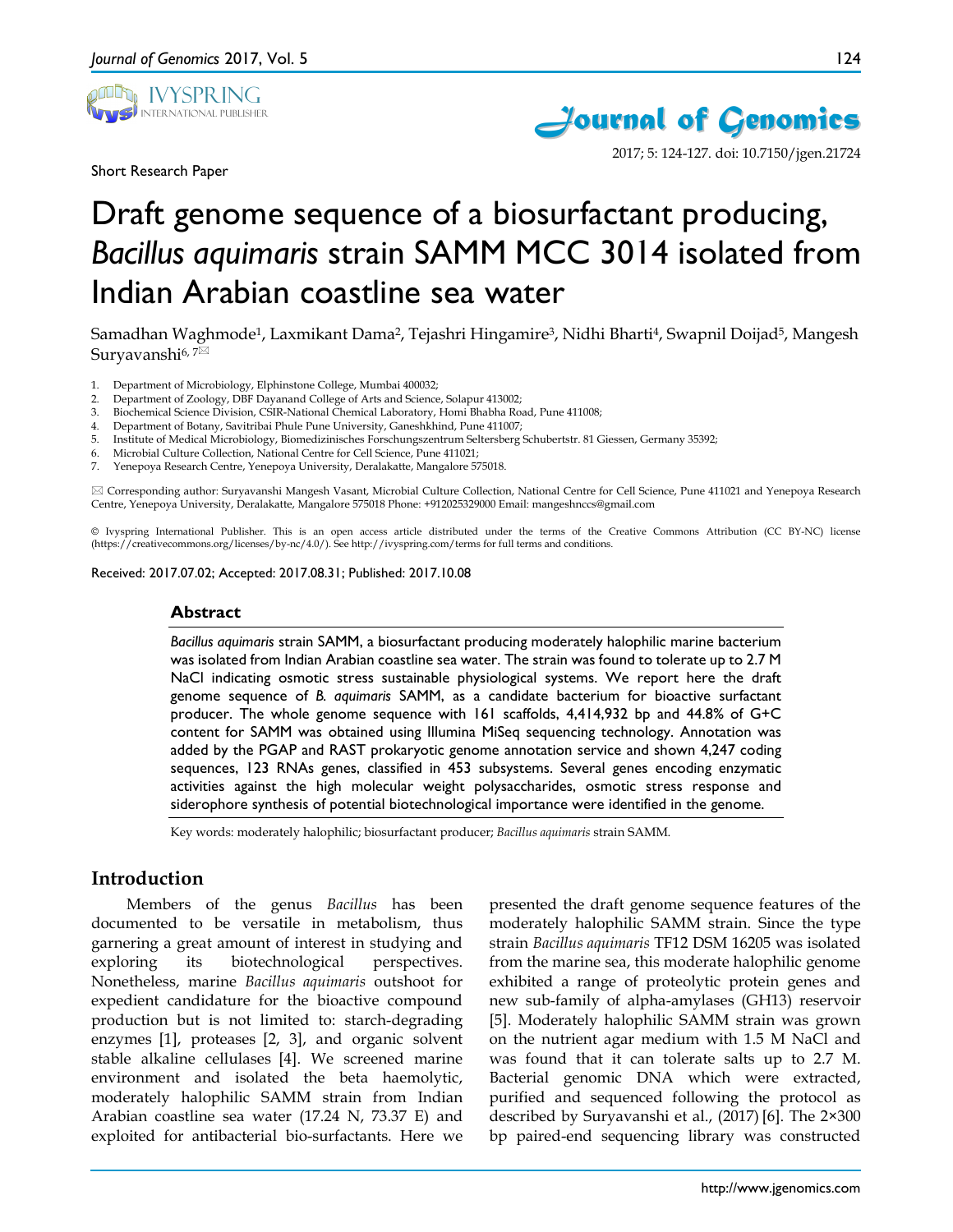Short Research Paper

# Draft genome sequence of a biosurfactant producing, *Bacillus aquimaris* strain SAMM MCC 3014 isolated from Indian Arabian coastline sea water

Samadhan Waghmode[1], Laxmikant Dama[2], Tejashri Hingamire[3], Nidhi Bharti[4], Swapnil Doijad[5], Mangesh Suryavanshi[6, 7]✉

1. Department of Microbiology, Elphinstone College, Mumbai 400032;
2. Department of Zoology, DBF Dayanand College of Arts and Science, Solapur 413002;
3. Biochemical Science Division, CSIR-National Chemical Laboratory, Homi Bhabha Road, Pune 411008;
4. Department of Botany, Savitribai Phule Pune University, Ganeshkhind, Pune 411007;
5. Institute of Medical Microbiology, Biomedizinisches Forschungszentrum Seltersberg Schubertstr. 81 Giessen, Germany 35392;
6. Microbial Culture Collection, National Centre for Cell Science, Pune 411021;
7. Yenepoya Research Centre, Yenepoya University, Deralakatte, Mangalore 575018.

✉ Corresponding author: Suryavanshi Mangesh Vasant, Microbial Culture Collection, National Centre for Cell Science, Pune 411021 and Yenepoya Research Centre, Yenepoya University, Deralakatte, Mangalore 575018 Phone: +912025329000 Email: mangeshnccs@gmail.com

© Ivyspring International Publisher. This is an open access article distributed under the terms of the Creative Commons Attribution (CC BY-NC) license (https://creativecommons.org/licenses/by-nc/4.0/). See http://ivyspring.com/terms for full terms and conditions.

Received: 2017.07.02; Accepted: 2017.08.31; Published: 2017.10.08

## Abstract

*Bacillus aquimaris* strain SAMM, a biosurfactant producing moderately halophilic marine bacterium was isolated from Indian Arabian coastline sea water. The strain was found to tolerate up to 2.7 M NaCl indicating osmotic stress sustainable physiological systems. We report here the draft genome sequence of *B. aquimaris* SAMM, as a candidate bacterium for bioactive surfactant producer. The whole genome sequence with 161 scaffolds, 4,414,932 bp and 44.8% of G+C content for SAMM was obtained using Illumina MiSeq sequencing technology. Annotation was added by the PGAP and RAST prokaryotic genome annotation service and shown 4,247 coding sequences, 123 RNAs genes, classified in 453 subsystems. Several genes encoding enzymatic activities against the high molecular weight polysaccharides, osmotic stress response and siderophore synthesis of potential biotechnological importance were identified in the genome.

Key words: moderately halophilic; biosurfactant producer; *Bacillus aquimaris* strain SAMM.

## Introduction

Members of the genus *Bacillus* has been documented to be versatile in metabolism, thus garnering a great amount of interest in studying and exploring its biotechnological perspectives. Nonetheless, marine *Bacillus aquimaris* outshoot for expedient candidature for the bioactive compound production but is not limited to: starch-degrading enzymes [1], proteases [2, 3], and organic solvent stable alkaline cellulases [4]. We screened marine environment and isolated the beta haemolytic, moderately halophilic SAMM strain from Indian Arabian coastline sea water (17.24 N, 73.37 E) and exploited for antibacterial bio-surfactants. Here we presented the draft genome sequence features of the moderately halophilic SAMM strain. Since the type strain *Bacillus aquimaris* TF12 DSM 16205 was isolated from the marine sea, this moderate halophilic genome exhibited a range of proteolytic protein genes and new sub-family of alpha-amylases (GH13) reservoir [5]. Moderately halophilic SAMM strain was grown on the nutrient agar medium with 1.5 M NaCl and was found that it can tolerate salts up to 2.7 M. Bacterial genomic DNA which were extracted, purified and sequenced following the protocol as described by Suryavanshi et al., (2017) [6]. The 2×300 bp paired-end sequencing library was constructed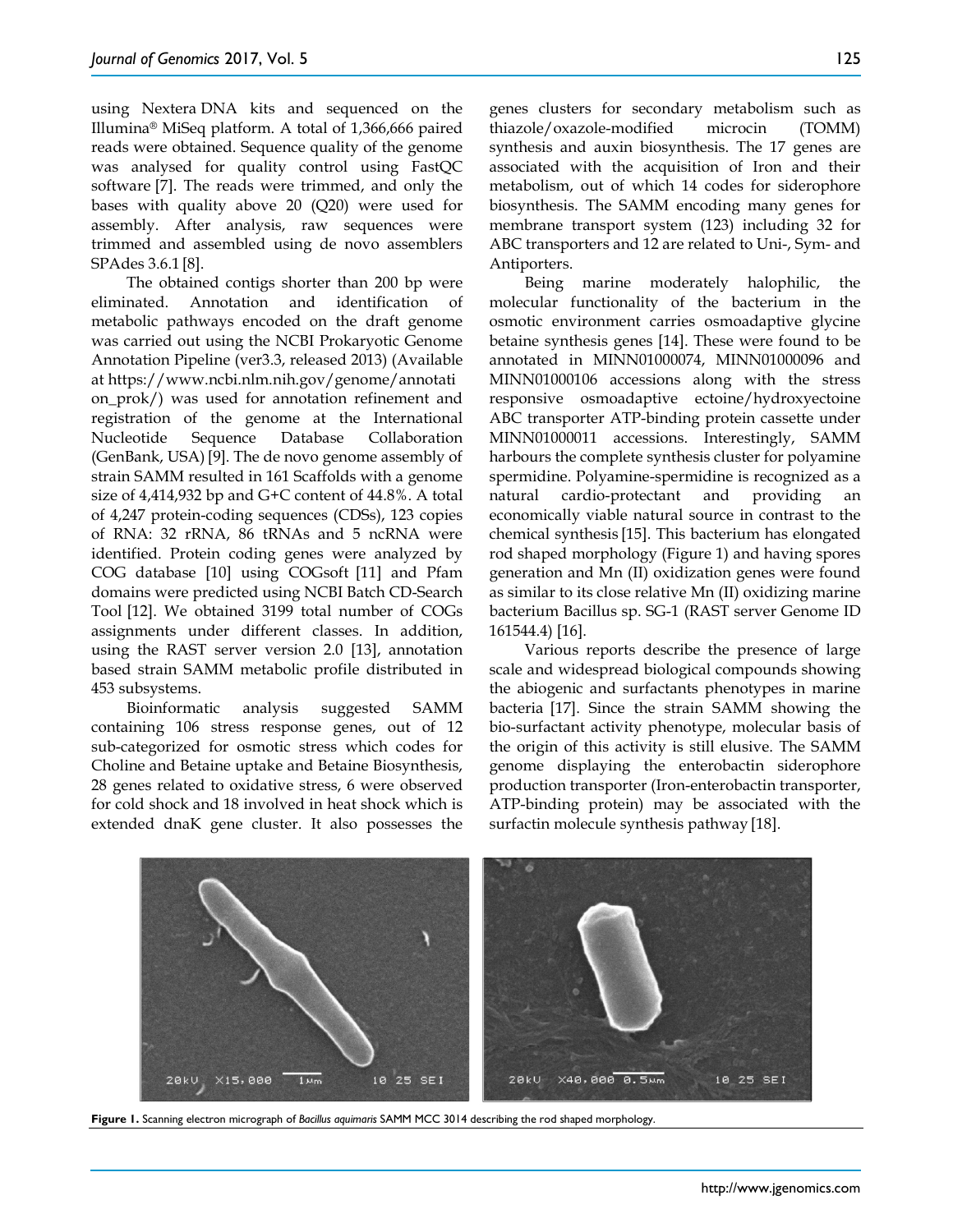using Nextera DNA kits and sequenced on the Illumina® MiSeq platform. A total of 1,366,666 paired reads were obtained. Sequence quality of the genome was analysed for quality control using FastQC software [7]. The reads were trimmed, and only the bases with quality above 20 (Q20) were used for assembly. After analysis, raw sequences were trimmed and assembled using de novo assemblers SPAdes 3.6.1 [8].

The obtained contigs shorter than 200 bp were eliminated. Annotation and identification of metabolic pathways encoded on the draft genome was carried out using the NCBI Prokaryotic Genome Annotation Pipeline (ver3.3, released 2013) (Available at https://www.ncbi.nlm.nih.gov/genome/annotation_prok/) was used for annotation refinement and registration of the genome at the International Nucleotide Sequence Database Collaboration (GenBank, USA) [9]. The de novo genome assembly of strain SAMM resulted in 161 Scaffolds with a genome size of 4,414,932 bp and G+C content of 44.8%. A total of 4,247 protein-coding sequences (CDSs), 123 copies of RNA: 32 rRNA, 86 tRNAs and 5 ncRNA were identified. Protein coding genes were analyzed by COG database [10] using COGsoft [11] and Pfam domains were predicted using NCBI Batch CD-Search Tool [12]. We obtained 3199 total number of COGs assignments under different classes. In addition, using the RAST server version 2.0 [13], annotation based strain SAMM metabolic profile distributed in 453 subsystems.

Bioinformatic analysis suggested SAMM containing 106 stress response genes, out of 12 sub-categorized for osmotic stress which codes for Choline and Betaine uptake and Betaine Biosynthesis, 28 genes related to oxidative stress, 6 were observed for cold shock and 18 involved in heat shock which is extended dnaK gene cluster. It also possesses the genes clusters for secondary metabolism such as thiazole/oxazole-modified microcin (TOMM) synthesis and auxin biosynthesis. The 17 genes are associated with the acquisition of Iron and their metabolism, out of which 14 codes for siderophore biosynthesis. The SAMM encoding many genes for membrane transport system (123) including 32 for ABC transporters and 12 are related to Uni-, Sym- and Antiporters.

Being marine moderately halophilic, the molecular functionality of the bacterium in the osmotic environment carries osmoadaptive glycine betaine synthesis genes [14]. These were found to be annotated in MINN01000074, MINN01000096 and MINN01000106 accessions along with the stress responsive osmoadaptive ectoine/hydroxyectoine ABC transporter ATP-binding protein cassette under MINN01000011 accessions. Interestingly, SAMM harbours the complete synthesis cluster for polyamine spermidine. Polyamine-spermidine is recognized as a natural cardio-protectant and providing an economically viable natural source in contrast to the chemical synthesis [15]. This bacterium has elongated rod shaped morphology (Figure 1) and having spores generation and Mn (II) oxidization genes were found as similar to its close relative Mn (II) oxidizing marine bacterium Bacillus sp. SG-1 (RAST server Genome ID 161544.4) [16].

Various reports describe the presence of large scale and widespread biological compounds showing the abiogenic and surfactants phenotypes in marine bacteria [17]. Since the strain SAMM showing the bio-surfactant activity phenotype, molecular basis of the origin of this activity is still elusive. The SAMM genome displaying the enterobactin siderophore production transporter (Iron-enterobactin transporter, ATP-binding protein) may be associated with the surfactin molecule synthesis pathway [18].

20kU X15,000 1μm 10 25 SEI

20kU X40,000 0.5μm 10 25 SEI

**Figure 1.** Scanning electron micrograph of *Bacillus aquimaris* SAMM MCC 3014 describing the rod shaped morphology.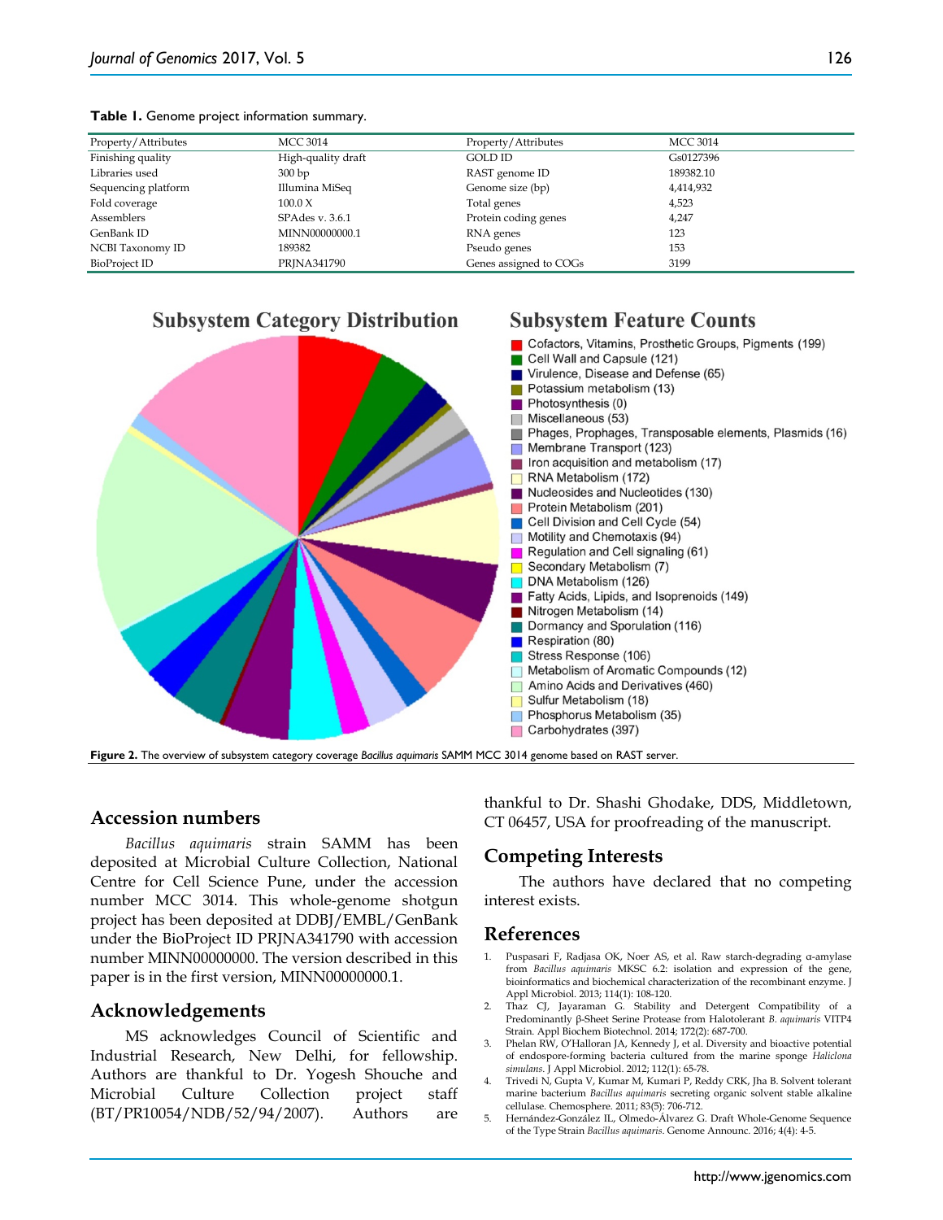**Table 1.** Genome project information summary.

| Property/Attributes | MCC 3014 | Property/Attributes | MCC 3014 |
|---|---|---|---|
| Finishing quality | High-quality draft | GOLD ID | Gs0127396 |
| Libraries used | 300 bp | RAST genome ID | 189382.10 |
| Sequencing platform | Illumina MiSeq | Genome size (bp) | 4,414,932 |
| Fold coverage | 100.0 X | Total genes | 4,523 |
| Assemblers | SPAdes v. 3.6.1 | Protein coding genes | 4,247 |
| GenBank ID | MINN00000000.1 | RNA genes | 123 |
| NCBI Taxonomy ID | 189382 | Pseudo genes | 153 |
| BioProject ID | PRJNA341790 | Genes assigned to COGs | 3199 |

Subsystem Category Distribution

Subsystem Feature Counts

Cofactors, Vitamins, Prosthetic Groups, Pigments (199)
Cell Wall and Capsule (121)
Virulence, Disease and Defense (65)
Potassium metabolism (13)
Photosynthesis (0)
Miscellaneous (53)
Phages, Prophages, Transposable elements, Plasmids (16)
Membrane Transport (123)
Iron acquisition and metabolism (17)
RNA Metabolism (172)
Nucleosides and Nucleotides (130)
Protein Metabolism (201)
Cell Division and Cell Cycle (54)
Motility and Chemotaxis (94)
Regulation and Cell signaling (61)
Secondary Metabolism (7)
DNA Metabolism (126)
Fatty Acids, Lipids, and Isoprenoids (149)
Nitrogen Metabolism (14)
Dormancy and Sporulation (116)
Respiration (80)
Stress Response (106)
Metabolism of Aromatic Compounds (12)
Amino Acids and Derivatives (460)
Sulfur Metabolism (18)
Phosphorus Metabolism (35)
Carbohydrates (397)

**Figure 2.** The overview of subsystem category coverage *Bacillus aquimaris* SAMM MCC 3014 genome based on RAST server.

## Accession numbers

*Bacillus aquimaris* strain SAMM has been deposited at Microbial Culture Collection, National Centre for Cell Science Pune, under the accession number MCC 3014. This whole-genome shotgun project has been deposited at DDBJ/EMBL/GenBank under the BioProject ID PRJNA341790 with accession number MINN00000000. The version described in this paper is in the first version, MINN00000000.1.

## Acknowledgements

MS acknowledges Council of Scientific and Industrial Research, New Delhi, for fellowship. Authors are thankful to Dr. Yogesh Shouche and Microbial Culture Collection project staff (BT/PR10054/NDB/52/94/2007). Authors are thankful to Dr. Shashi Ghodake, DDS, Middletown, CT 06457, USA for proofreading of the manuscript.

## Competing Interests

The authors have declared that no competing interest exists.

## References

1. Puspasari F, Radjasa OK, Noer AS, et al. Raw starch-degrading α-amylase from *Bacillus aquimaris* MKSC 6.2: isolation and expression of the gene, bioinformatics and biochemical characterization of the recombinant enzyme. J Appl Microbiol. 2013; 114(1): 108-120.
2. Thaz CJ, Jayaraman G. Stability and Detergent Compatibility of a Predominantly β-Sheet Serine Protease from Halotolerant *B. aquimaris* VITP4 Strain. Appl Biochem Biotechnol. 2014; 172(2): 687-700.
3. Phelan RW, O'Halloran JA, Kennedy J, et al. Diversity and bioactive potential of endospore-forming bacteria cultured from the marine sponge *Haliclona simulans*. J Appl Microbiol. 2012; 112(1): 65-78.
4. Trivedi N, Gupta V, Kumar M, Kumari P, Reddy CRK, Jha B. Solvent tolerant marine bacterium *Bacillus aquimaris* secreting organic solvent stable alkaline cellulase. Chemosphere. 2011; 83(5): 706-712.
5. Hernández-González IL, Olmedo-Álvarez G. Draft Whole-Genome Sequence of the Type Strain *Bacillus aquimaris*. Genome Announc. 2016; 4(4): 4-5.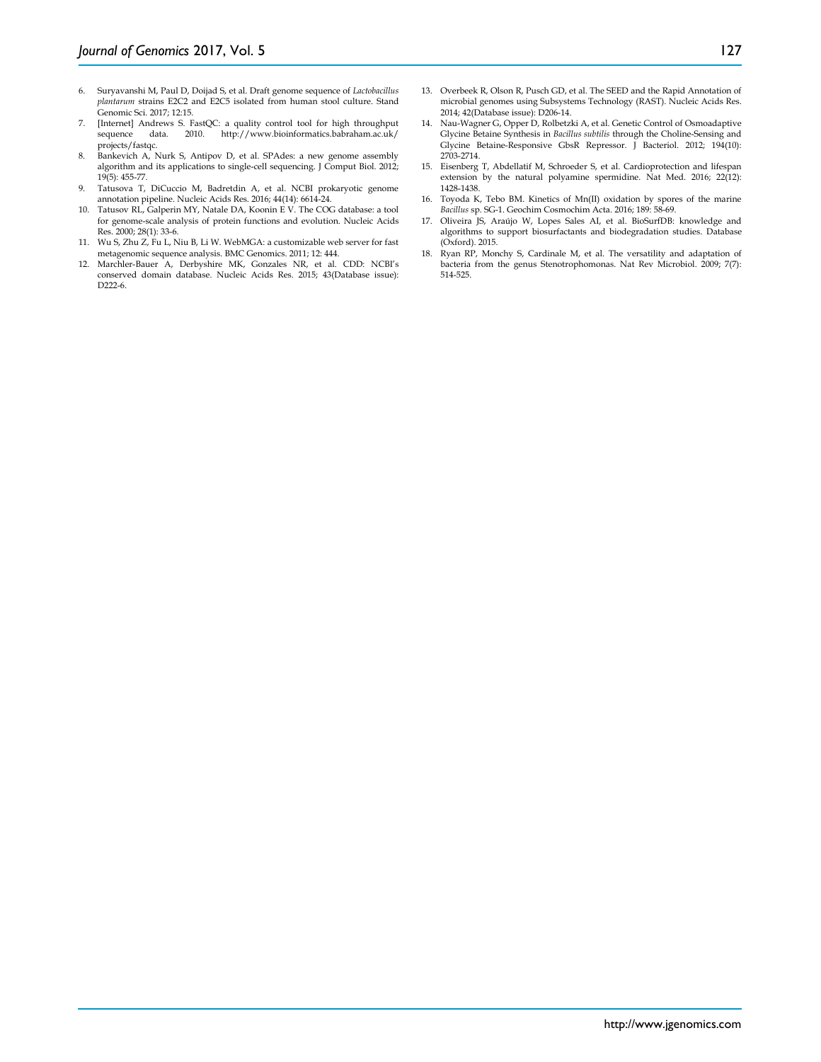6. Suryavanshi M, Paul D, Doijad S, et al. Draft genome sequence of *Lactobacillus plantarum* strains E2C2 and E2C5 isolated from human stool culture. Stand Genomic Sci. 2017; 12:15.
7. [Internet] Andrews S. FastQC: a quality control tool for high throughput sequence data. 2010. http://www.bioinformatics.babraham.ac.uk/projects/fastqc.
8. Bankevich A, Nurk S, Antipov D, et al. SPAdes: a new genome assembly algorithm and its applications to single-cell sequencing. J Comput Biol. 2012; 19(5): 455-77.
9. Tatusova T, DiCuccio M, Badretdin A, et al. NCBI prokaryotic genome annotation pipeline. Nucleic Acids Res. 2016; 44(14): 6614-24.
10. Tatusov RL, Galperin MY, Natale DA, Koonin E V. The COG database: a tool for genome-scale analysis of protein functions and evolution. Nucleic Acids Res. 2000; 28(1): 33-6.
11. Wu S, Zhu Z, Fu L, Niu B, Li W. WebMGA: a customizable web server for fast metagenomic sequence analysis. BMC Genomics. 2011; 12: 444.
12. Marchler-Bauer A, Derbyshire MK, Gonzales NR, et al. CDD: NCBI's conserved domain database. Nucleic Acids Res. 2015; 43(Database issue): D222-6.
13. Overbeek R, Olson R, Pusch GD, et al. The SEED and the Rapid Annotation of microbial genomes using Subsystems Technology (RAST). Nucleic Acids Res. 2014; 42(Database issue): D206-14.
14. Nau-Wagner G, Opper D, Rolbetzki A, et al. Genetic Control of Osmoadaptive Glycine Betaine Synthesis in *Bacillus subtilis* through the Choline-Sensing and Glycine Betaine-Responsive GbsR Repressor. J Bacteriol. 2012; 194(10): 2703-2714.
15. Eisenberg T, Abdellatif M, Schroeder S, et al. Cardioprotection and lifespan extension by the natural polyamine spermidine. Nat Med. 2016; 22(12): 1428-1438.
16. Toyoda K, Tebo BM. Kinetics of Mn(II) oxidation by spores of the marine *Bacillus* sp. SG-1. Geochim Cosmochim Acta. 2016; 189: 58-69.
17. Oliveira JS, Araújo W, Lopes Sales AI, et al. BioSurfDB: knowledge and algorithms to support biosurfactants and biodegradation studies. Database (Oxford). 2015.
18. Ryan RP, Monchy S, Cardinale M, et al. The versatility and adaptation of bacteria from the genus Stenotrophomonas. Nat Rev Microbiol. 2009; 7(7): 514-525.